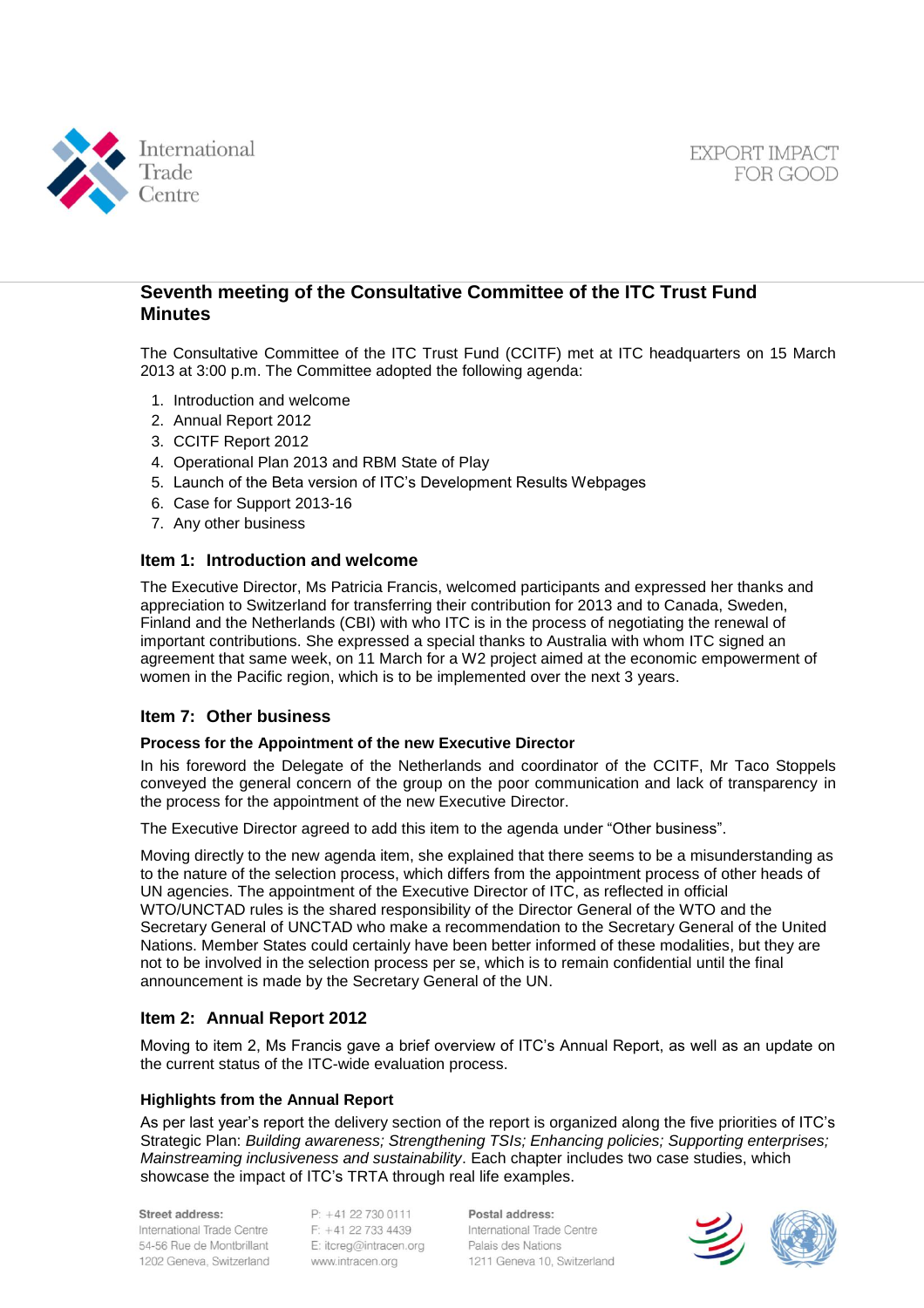## Seventh meeting of the Consultative Committee of the ITC Trust Fund Minutes

The Consultative Committee of the ITC Trust Fund (CCITF) met at ITC headquarters on 15 March 2013 at 3:00 p.m. The Committee adopted the following agenda:

1. Introduction and welcome
2. Annual Report 2012
3. CCITF Report 2012
4. Operational Plan 2013 and RBM State of Play
5. Launch of the Beta version of ITC's Development Results Webpages
6. Case for Support 2013-16
7. Any other business

### Item 1: Introduction and welcome

The Executive Director, Ms Patricia Francis, welcomed participants and expressed her thanks and appreciation to Switzerland for transferring their contribution for 2013 and to Canada, Sweden, Finland and the Netherlands (CBI) with who ITC is in the process of negotiating the renewal of important contributions. She expressed a special thanks to Australia with whom ITC signed an agreement that same week, on 11 March for a W2 project aimed at the economic empowerment of women in the Pacific region, which is to be implemented over the next 3 years.

### Item 7: Other business

**Process for the Appointment of the new Executive Director**

In his foreword the Delegate of the Netherlands and coordinator of the CCITF, Mr Taco Stoppels conveyed the general concern of the group on the poor communication and lack of transparency in the process for the appointment of the new Executive Director.

The Executive Director agreed to add this item to the agenda under "Other business".

Moving directly to the new agenda item, she explained that there seems to be a misunderstanding as to the nature of the selection process, which differs from the appointment process of other heads of UN agencies. The appointment of the Executive Director of ITC, as reflected in official WTO/UNCTAD rules is the shared responsibility of the Director General of the WTO and the Secretary General of UNCTAD who make a recommendation to the Secretary General of the United Nations. Member States could certainly have been better informed of these modalities, but they are not to be involved in the selection process per se, which is to remain confidential until the final announcement is made by the Secretary General of the UN.

### Item 2: Annual Report 2012

Moving to item 2, Ms Francis gave a brief overview of ITC's Annual Report, as well as an update on the current status of the ITC-wide evaluation process.

**Highlights from the Annual Report**

As per last year's report the delivery section of the report is organized along the five priorities of ITC's Strategic Plan: *Building awareness; Strengthening TSIs; Enhancing policies; Supporting enterprises; Mainstreaming inclusiveness and sustainability*. Each chapter includes two case studies, which showcase the impact of ITC's TRTA through real life examples.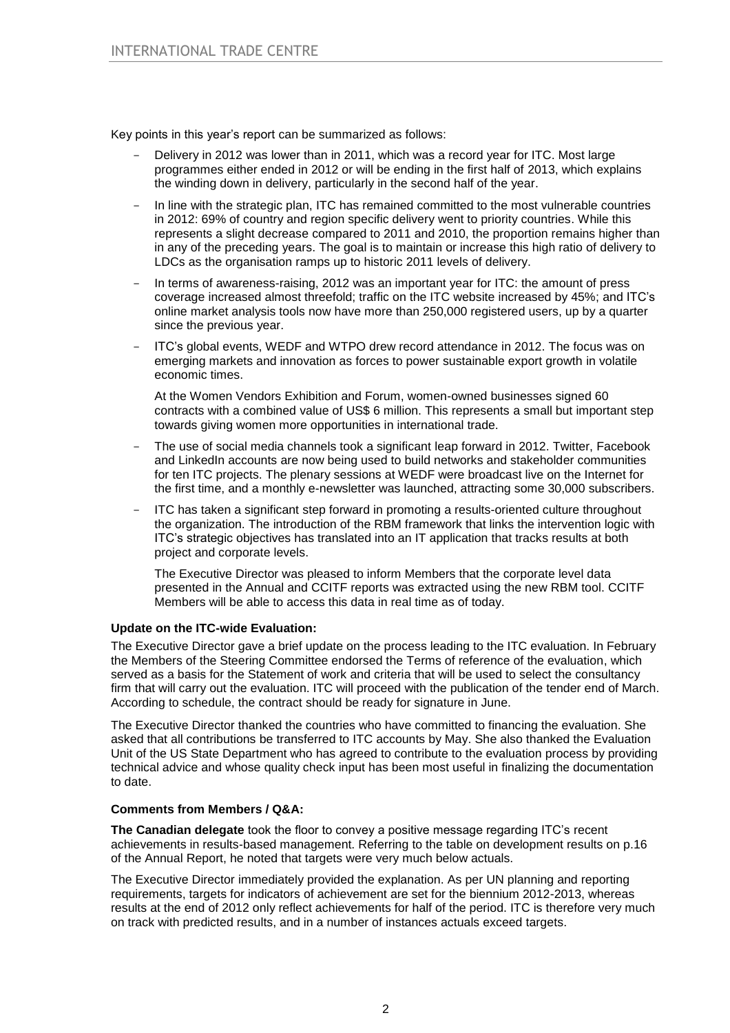Key points in this year's report can be summarized as follows:

- Delivery in 2012 was lower than in 2011, which was a record year for ITC. Most large programmes either ended in 2012 or will be ending in the first half of 2013, which explains the winding down in delivery, particularly in the second half of the year.
- In line with the strategic plan, ITC has remained committed to the most vulnerable countries in 2012: 69% of country and region specific delivery went to priority countries. While this represents a slight decrease compared to 2011 and 2010, the proportion remains higher than in any of the preceding years. The goal is to maintain or increase this high ratio of delivery to LDCs as the organisation ramps up to historic 2011 levels of delivery.
- In terms of awareness-raising, 2012 was an important year for ITC: the amount of press coverage increased almost threefold; traffic on the ITC website increased by 45%; and ITC's online market analysis tools now have more than 250,000 registered users, up by a quarter since the previous year.
- ITC's global events, WEDF and WTPO drew record attendance in 2012. The focus was on emerging markets and innovation as forces to power sustainable export growth in volatile economic times.

  At the Women Vendors Exhibition and Forum, women-owned businesses signed 60 contracts with a combined value of US$ 6 million. This represents a small but important step towards giving women more opportunities in international trade.
- The use of social media channels took a significant leap forward in 2012. Twitter, Facebook and LinkedIn accounts are now being used to build networks and stakeholder communities for ten ITC projects. The plenary sessions at WEDF were broadcast live on the Internet for the first time, and a monthly e-newsletter was launched, attracting some 30,000 subscribers.
- ITC has taken a significant step forward in promoting a results-oriented culture throughout the organization. The introduction of the RBM framework that links the intervention logic with ITC's strategic objectives has translated into an IT application that tracks results at both project and corporate levels.

  The Executive Director was pleased to inform Members that the corporate level data presented in the Annual and CCITF reports was extracted using the new RBM tool. CCITF Members will be able to access this data in real time as of today.

**Update on the ITC-wide Evaluation:**

The Executive Director gave a brief update on the process leading to the ITC evaluation. In February the Members of the Steering Committee endorsed the Terms of reference of the evaluation, which served as a basis for the Statement of work and criteria that will be used to select the consultancy firm that will carry out the evaluation. ITC will proceed with the publication of the tender end of March. According to schedule, the contract should be ready for signature in June.

The Executive Director thanked the countries who have committed to financing the evaluation. She asked that all contributions be transferred to ITC accounts by May. She also thanked the Evaluation Unit of the US State Department who has agreed to contribute to the evaluation process by providing technical advice and whose quality check input has been most useful in finalizing the documentation to date.

**Comments from Members / Q&A:**

**The Canadian delegate** took the floor to convey a positive message regarding ITC's recent achievements in results-based management. Referring to the table on development results on p.16 of the Annual Report, he noted that targets were very much below actuals.

The Executive Director immediately provided the explanation. As per UN planning and reporting requirements, targets for indicators of achievement are set for the biennium 2012-2013, whereas results at the end of 2012 only reflect achievements for half of the period. ITC is therefore very much on track with predicted results, and in a number of instances actuals exceed targets.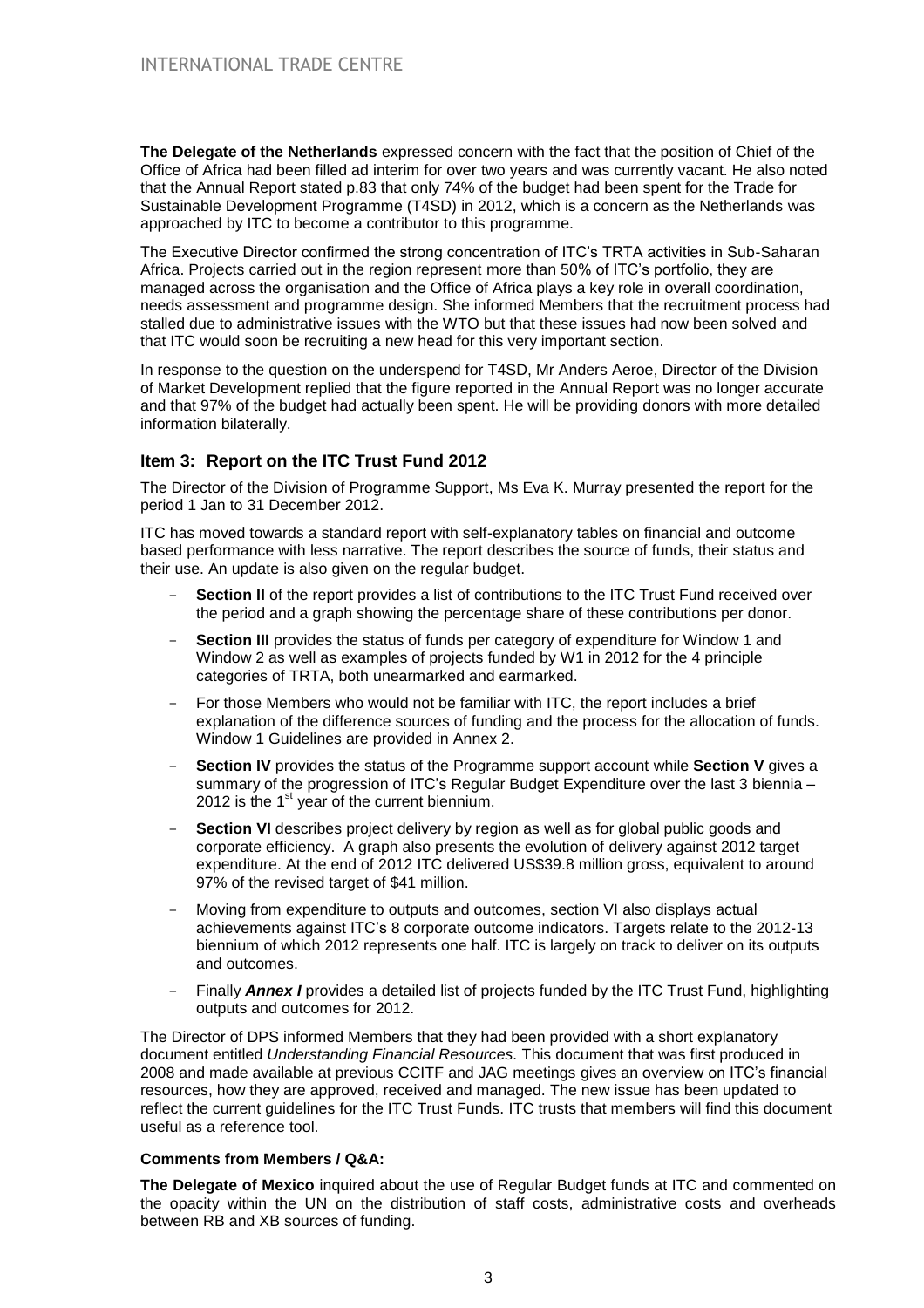**The Delegate of the Netherlands** expressed concern with the fact that the position of Chief of the Office of Africa had been filled ad interim for over two years and was currently vacant. He also noted that the Annual Report stated p.83 that only 74% of the budget had been spent for the Trade for Sustainable Development Programme (T4SD) in 2012, which is a concern as the Netherlands was approached by ITC to become a contributor to this programme.

The Executive Director confirmed the strong concentration of ITC's TRTA activities in Sub-Saharan Africa. Projects carried out in the region represent more than 50% of ITC's portfolio, they are managed across the organisation and the Office of Africa plays a key role in overall coordination, needs assessment and programme design. She informed Members that the recruitment process had stalled due to administrative issues with the WTO but that these issues had now been solved and that ITC would soon be recruiting a new head for this very important section.

In response to the question on the underspend for T4SD, Mr Anders Aeroe, Director of the Division of Market Development replied that the figure reported in the Annual Report was no longer accurate and that 97% of the budget had actually been spent. He will be providing donors with more detailed information bilaterally.

### Item 3: Report on the ITC Trust Fund 2012

The Director of the Division of Programme Support, Ms Eva K. Murray presented the report for the period 1 Jan to 31 December 2012.

ITC has moved towards a standard report with self-explanatory tables on financial and outcome based performance with less narrative. The report describes the source of funds, their status and their use. An update is also given on the regular budget.

- **Section II** of the report provides a list of contributions to the ITC Trust Fund received over the period and a graph showing the percentage share of these contributions per donor.
- **Section III** provides the status of funds per category of expenditure for Window 1 and Window 2 as well as examples of projects funded by W1 in 2012 for the 4 principle categories of TRTA, both unearmarked and earmarked.
- For those Members who would not be familiar with ITC, the report includes a brief explanation of the difference sources of funding and the process for the allocation of funds. Window 1 Guidelines are provided in Annex 2.
- **Section IV** provides the status of the Programme support account while **Section V** gives a summary of the progression of ITC's Regular Budget Expenditure over the last 3 biennia – 2012 is the 1st year of the current biennium.
- **Section VI** describes project delivery by region as well as for global public goods and corporate efficiency. A graph also presents the evolution of delivery against 2012 target expenditure. At the end of 2012 ITC delivered US$39.8 million gross, equivalent to around 97% of the revised target of $41 million.
- Moving from expenditure to outputs and outcomes, section VI also displays actual achievements against ITC's 8 corporate outcome indicators. Targets relate to the 2012-13 biennium of which 2012 represents one half. ITC is largely on track to deliver on its outputs and outcomes.
- Finally ***Annex I*** provides a detailed list of projects funded by the ITC Trust Fund, highlighting outputs and outcomes for 2012.

The Director of DPS informed Members that they had been provided with a short explanatory document entitled *Understanding Financial Resources.* This document that was first produced in 2008 and made available at previous CCITF and JAG meetings gives an overview on ITC's financial resources, how they are approved, received and managed. The new issue has been updated to reflect the current guidelines for the ITC Trust Funds. ITC trusts that members will find this document useful as a reference tool.

**Comments from Members / Q&A:**

**The Delegate of Mexico** inquired about the use of Regular Budget funds at ITC and commented on the opacity within the UN on the distribution of staff costs, administrative costs and overheads between RB and XB sources of funding.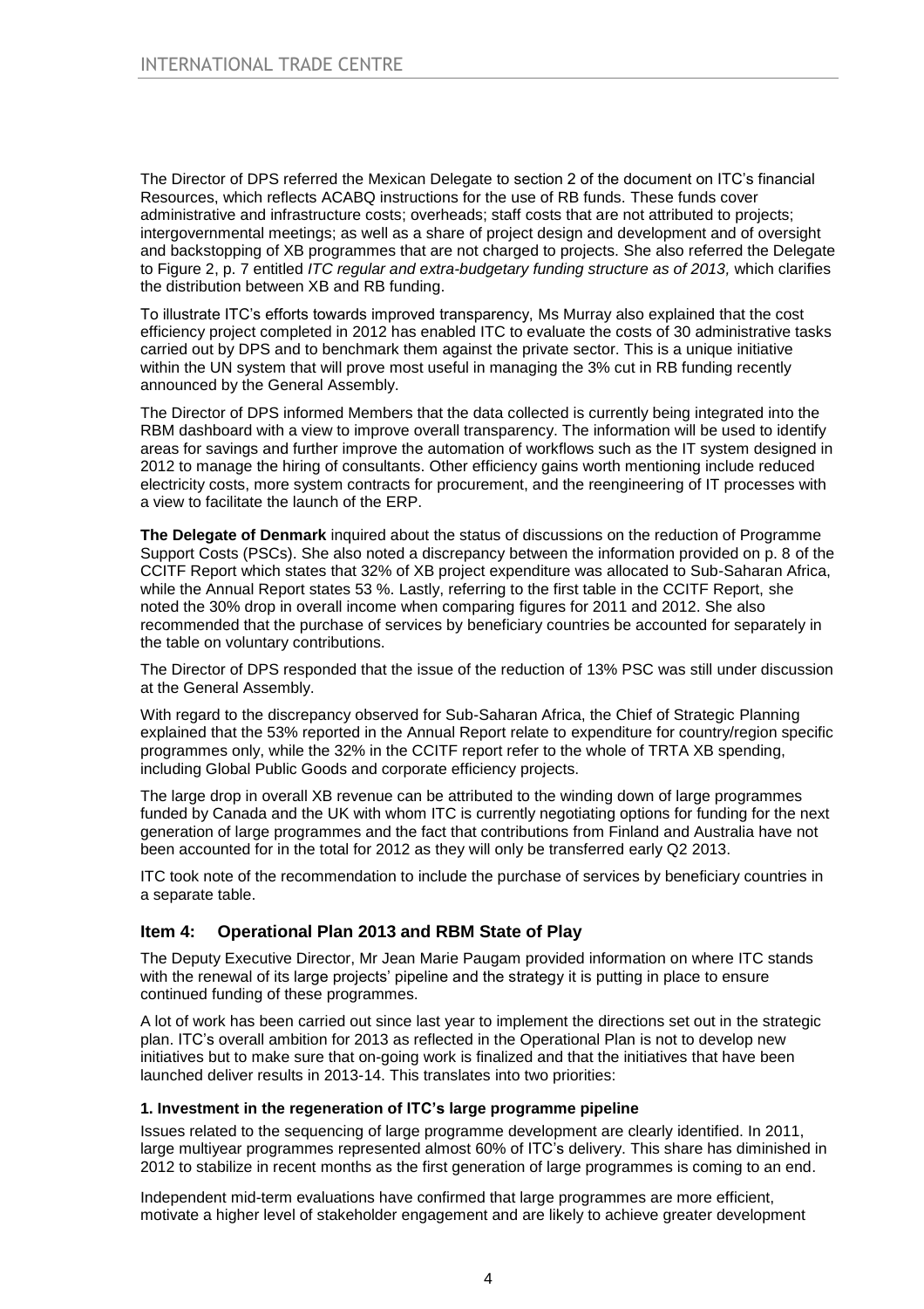The Director of DPS referred the Mexican Delegate to section 2 of the document on ITC's financial Resources, which reflects ACABQ instructions for the use of RB funds. These funds cover administrative and infrastructure costs; overheads; staff costs that are not attributed to projects; intergovernmental meetings; as well as a share of project design and development and of oversight and backstopping of XB programmes that are not charged to projects. She also referred the Delegate to Figure 2, p. 7 entitled *ITC regular and extra-budgetary funding structure as of 2013,* which clarifies the distribution between XB and RB funding.

To illustrate ITC's efforts towards improved transparency, Ms Murray also explained that the cost efficiency project completed in 2012 has enabled ITC to evaluate the costs of 30 administrative tasks carried out by DPS and to benchmark them against the private sector. This is a unique initiative within the UN system that will prove most useful in managing the 3% cut in RB funding recently announced by the General Assembly.

The Director of DPS informed Members that the data collected is currently being integrated into the RBM dashboard with a view to improve overall transparency. The information will be used to identify areas for savings and further improve the automation of workflows such as the IT system designed in 2012 to manage the hiring of consultants. Other efficiency gains worth mentioning include reduced electricity costs, more system contracts for procurement, and the reengineering of IT processes with a view to facilitate the launch of the ERP.

**The Delegate of Denmark** inquired about the status of discussions on the reduction of Programme Support Costs (PSCs). She also noted a discrepancy between the information provided on p. 8 of the CCITF Report which states that 32% of XB project expenditure was allocated to Sub-Saharan Africa, while the Annual Report states 53 %. Lastly, referring to the first table in the CCITF Report, she noted the 30% drop in overall income when comparing figures for 2011 and 2012. She also recommended that the purchase of services by beneficiary countries be accounted for separately in the table on voluntary contributions.

The Director of DPS responded that the issue of the reduction of 13% PSC was still under discussion at the General Assembly.

With regard to the discrepancy observed for Sub-Saharan Africa, the Chief of Strategic Planning explained that the 53% reported in the Annual Report relate to expenditure for country/region specific programmes only, while the 32% in the CCITF report refer to the whole of TRTA XB spending, including Global Public Goods and corporate efficiency projects.

The large drop in overall XB revenue can be attributed to the winding down of large programmes funded by Canada and the UK with whom ITC is currently negotiating options for funding for the next generation of large programmes and the fact that contributions from Finland and Australia have not been accounted for in the total for 2012 as they will only be transferred early Q2 2013.

ITC took note of the recommendation to include the purchase of services by beneficiary countries in a separate table.

## Item 4: Operational Plan 2013 and RBM State of Play

The Deputy Executive Director, Mr Jean Marie Paugam provided information on where ITC stands with the renewal of its large projects' pipeline and the strategy it is putting in place to ensure continued funding of these programmes.

A lot of work has been carried out since last year to implement the directions set out in the strategic plan. ITC's overall ambition for 2013 as reflected in the Operational Plan is not to develop new initiatives but to make sure that on-going work is finalized and that the initiatives that have been launched deliver results in 2013-14. This translates into two priorities:

**1. Investment in the regeneration of ITC's large programme pipeline**

Issues related to the sequencing of large programme development are clearly identified. In 2011, large multiyear programmes represented almost 60% of ITC's delivery. This share has diminished in 2012 to stabilize in recent months as the first generation of large programmes is coming to an end.

Independent mid-term evaluations have confirmed that large programmes are more efficient, motivate a higher level of stakeholder engagement and are likely to achieve greater development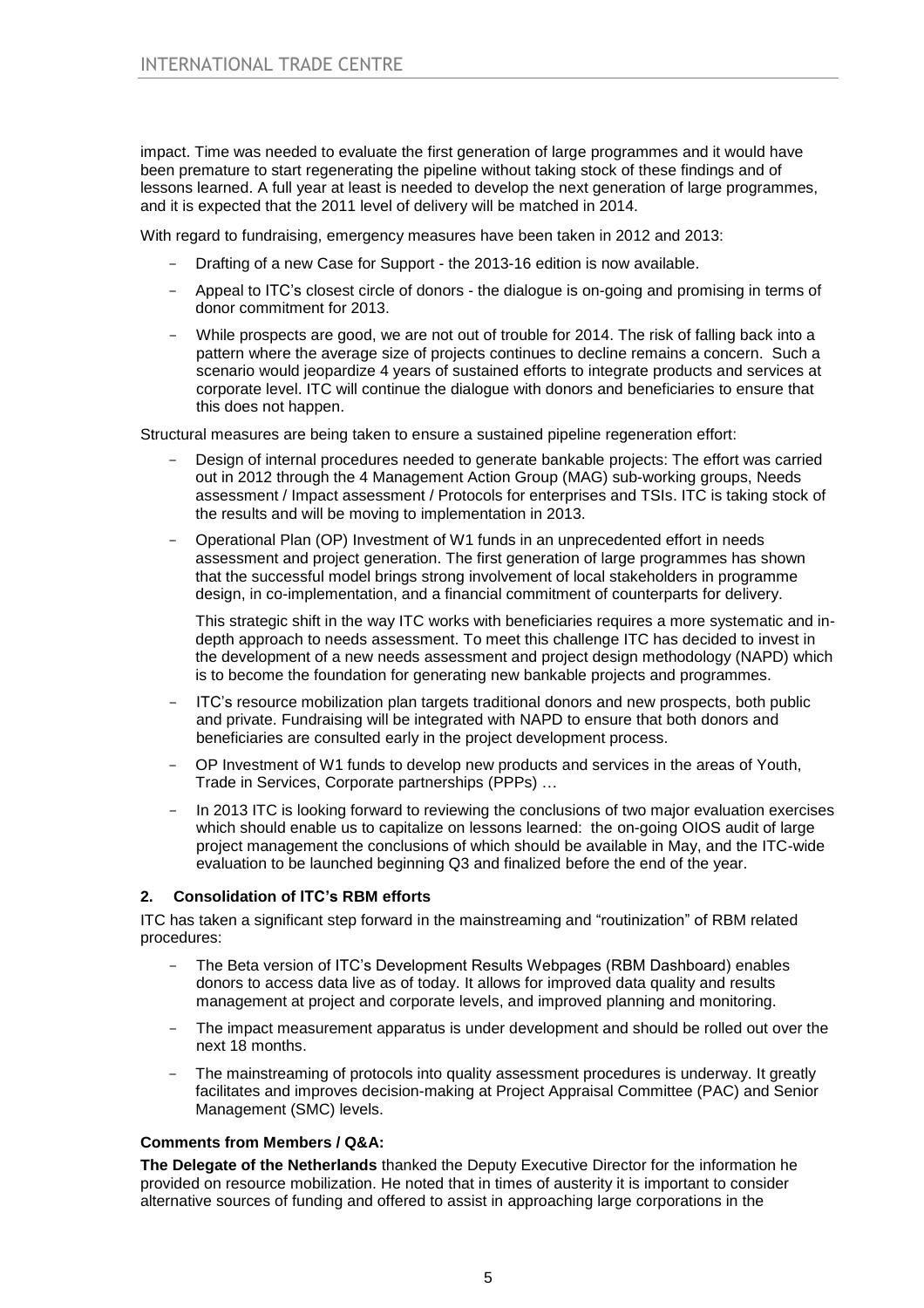impact. Time was needed to evaluate the first generation of large programmes and it would have been premature to start regenerating the pipeline without taking stock of these findings and of lessons learned. A full year at least is needed to develop the next generation of large programmes, and it is expected that the 2011 level of delivery will be matched in 2014.

With regard to fundraising, emergency measures have been taken in 2012 and 2013:

- Drafting of a new Case for Support - the 2013-16 edition is now available.
- Appeal to ITC's closest circle of donors - the dialogue is on-going and promising in terms of donor commitment for 2013.
- While prospects are good, we are not out of trouble for 2014. The risk of falling back into a pattern where the average size of projects continues to decline remains a concern. Such a scenario would jeopardize 4 years of sustained efforts to integrate products and services at corporate level. ITC will continue the dialogue with donors and beneficiaries to ensure that this does not happen.

Structural measures are being taken to ensure a sustained pipeline regeneration effort:

- Design of internal procedures needed to generate bankable projects: The effort was carried out in 2012 through the 4 Management Action Group (MAG) sub-working groups, Needs assessment / Impact assessment / Protocols for enterprises and TSIs. ITC is taking stock of the results and will be moving to implementation in 2013.
- Operational Plan (OP) Investment of W1 funds in an unprecedented effort in needs assessment and project generation. The first generation of large programmes has shown that the successful model brings strong involvement of local stakeholders in programme design, in co-implementation, and a financial commitment of counterparts for delivery.

  This strategic shift in the way ITC works with beneficiaries requires a more systematic and in-depth approach to needs assessment. To meet this challenge ITC has decided to invest in the development of a new needs assessment and project design methodology (NAPD) which is to become the foundation for generating new bankable projects and programmes.
- ITC's resource mobilization plan targets traditional donors and new prospects, both public and private. Fundraising will be integrated with NAPD to ensure that both donors and beneficiaries are consulted early in the project development process.
- OP Investment of W1 funds to develop new products and services in the areas of Youth, Trade in Services, Corporate partnerships (PPPs) …
- In 2013 ITC is looking forward to reviewing the conclusions of two major evaluation exercises which should enable us to capitalize on lessons learned: the on-going OIOS audit of large project management the conclusions of which should be available in May, and the ITC-wide evaluation to be launched beginning Q3 and finalized before the end of the year.

### 2. Consolidation of ITC's RBM efforts

ITC has taken a significant step forward in the mainstreaming and "routinization" of RBM related procedures:

- The Beta version of ITC's Development Results Webpages (RBM Dashboard) enables donors to access data live as of today. It allows for improved data quality and results management at project and corporate levels, and improved planning and monitoring.
- The impact measurement apparatus is under development and should be rolled out over the next 18 months.
- The mainstreaming of protocols into quality assessment procedures is underway. It greatly facilitates and improves decision-making at Project Appraisal Committee (PAC) and Senior Management (SMC) levels.

**Comments from Members / Q&A:**

**The Delegate of the Netherlands** thanked the Deputy Executive Director for the information he provided on resource mobilization. He noted that in times of austerity it is important to consider alternative sources of funding and offered to assist in approaching large corporations in the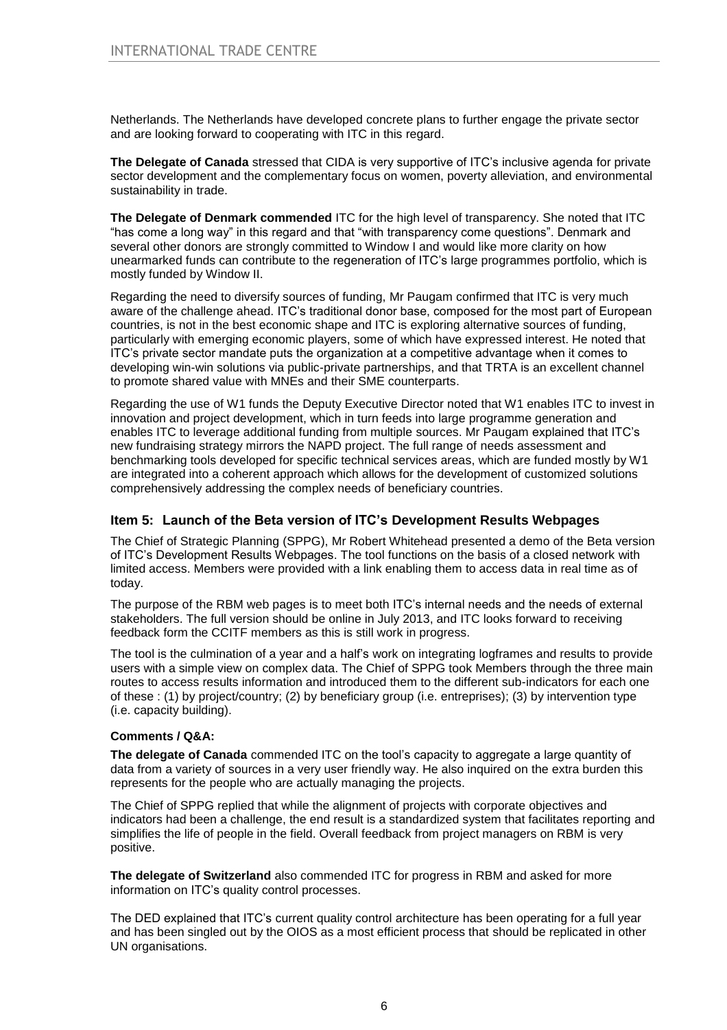Netherlands. The Netherlands have developed concrete plans to further engage the private sector and are looking forward to cooperating with ITC in this regard.

**The Delegate of Canada** stressed that CIDA is very supportive of ITC's inclusive agenda for private sector development and the complementary focus on women, poverty alleviation, and environmental sustainability in trade.

**The Delegate of Denmark commended** ITC for the high level of transparency. She noted that ITC "has come a long way" in this regard and that "with transparency come questions". Denmark and several other donors are strongly committed to Window I and would like more clarity on how unearmarked funds can contribute to the regeneration of ITC's large programmes portfolio, which is mostly funded by Window II.

Regarding the need to diversify sources of funding, Mr Paugam confirmed that ITC is very much aware of the challenge ahead. ITC's traditional donor base, composed for the most part of European countries, is not in the best economic shape and ITC is exploring alternative sources of funding, particularly with emerging economic players, some of which have expressed interest. He noted that ITC's private sector mandate puts the organization at a competitive advantage when it comes to developing win-win solutions via public-private partnerships, and that TRTA is an excellent channel to promote shared value with MNEs and their SME counterparts.

Regarding the use of W1 funds the Deputy Executive Director noted that W1 enables ITC to invest in innovation and project development, which in turn feeds into large programme generation and enables ITC to leverage additional funding from multiple sources. Mr Paugam explained that ITC's new fundraising strategy mirrors the NAPD project. The full range of needs assessment and benchmarking tools developed for specific technical services areas, which are funded mostly by W1 are integrated into a coherent approach which allows for the development of customized solutions comprehensively addressing the complex needs of beneficiary countries.

### Item 5: Launch of the Beta version of ITC's Development Results Webpages

The Chief of Strategic Planning (SPPG), Mr Robert Whitehead presented a demo of the Beta version of ITC's Development Results Webpages. The tool functions on the basis of a closed network with limited access. Members were provided with a link enabling them to access data in real time as of today.

The purpose of the RBM web pages is to meet both ITC's internal needs and the needs of external stakeholders. The full version should be online in July 2013, and ITC looks forward to receiving feedback form the CCITF members as this is still work in progress.

The tool is the culmination of a year and a half's work on integrating logframes and results to provide users with a simple view on complex data. The Chief of SPPG took Members through the three main routes to access results information and introduced them to the different sub-indicators for each one of these : (1) by project/country; (2) by beneficiary group (i.e. entreprises); (3) by intervention type (i.e. capacity building).

**Comments / Q&A:**

**The delegate of Canada** commended ITC on the tool's capacity to aggregate a large quantity of data from a variety of sources in a very user friendly way. He also inquired on the extra burden this represents for the people who are actually managing the projects.

The Chief of SPPG replied that while the alignment of projects with corporate objectives and indicators had been a challenge, the end result is a standardized system that facilitates reporting and simplifies the life of people in the field. Overall feedback from project managers on RBM is very positive.

**The delegate of Switzerland** also commended ITC for progress in RBM and asked for more information on ITC's quality control processes.

The DED explained that ITC's current quality control architecture has been operating for a full year and has been singled out by the OIOS as a most efficient process that should be replicated in other UN organisations.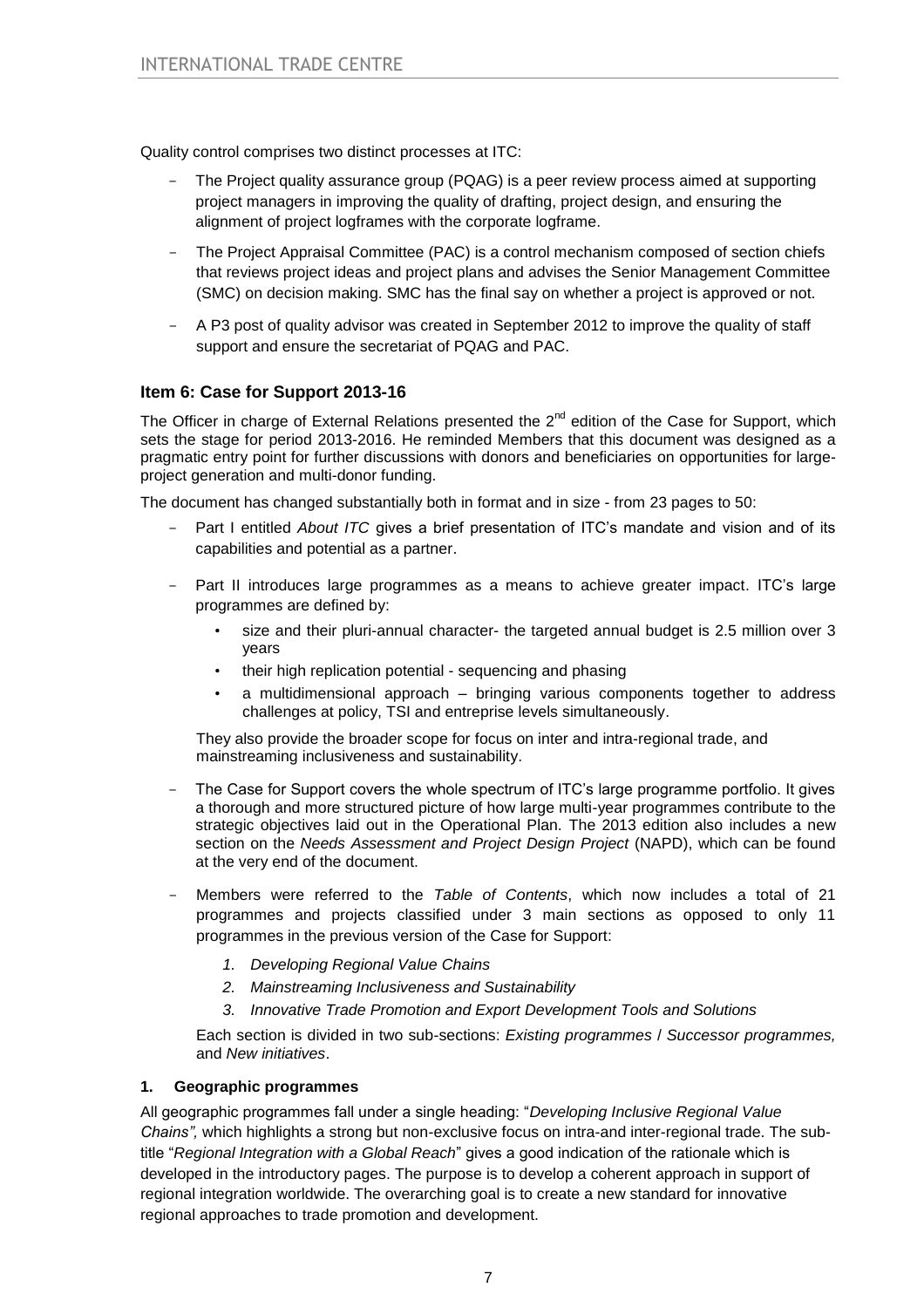Quality control comprises two distinct processes at ITC:

- The Project quality assurance group (PQAG) is a peer review process aimed at supporting project managers in improving the quality of drafting, project design, and ensuring the alignment of project logframes with the corporate logframe.
- The Project Appraisal Committee (PAC) is a control mechanism composed of section chiefs that reviews project ideas and project plans and advises the Senior Management Committee (SMC) on decision making. SMC has the final say on whether a project is approved or not.
- A P3 post of quality advisor was created in September 2012 to improve the quality of staff support and ensure the secretariat of PQAG and PAC.

### Item 6: Case for Support 2013-16

The Officer in charge of External Relations presented the 2nd edition of the Case for Support, which sets the stage for period 2013-2016. He reminded Members that this document was designed as a pragmatic entry point for further discussions with donors and beneficiaries on opportunities for large-project generation and multi-donor funding.

The document has changed substantially both in format and in size - from 23 pages to 50:

- Part I entitled *About ITC* gives a brief presentation of ITC's mandate and vision and of its capabilities and potential as a partner.
- Part II introduces large programmes as a means to achieve greater impact. ITC's large programmes are defined by:
  - size and their pluri-annual character- the targeted annual budget is 2.5 million over 3 years
  - their high replication potential - sequencing and phasing
  - a multidimensional approach – bringing various components together to address challenges at policy, TSI and entreprise levels simultaneously.

  They also provide the broader scope for focus on inter and intra-regional trade, and mainstreaming inclusiveness and sustainability.
- The Case for Support covers the whole spectrum of ITC's large programme portfolio. It gives a thorough and more structured picture of how large multi-year programmes contribute to the strategic objectives laid out in the Operational Plan. The 2013 edition also includes a new section on the *Needs Assessment and Project Design Project* (NAPD), which can be found at the very end of the document.
- Members were referred to the *Table of Contents*, which now includes a total of 21 programmes and projects classified under 3 main sections as opposed to only 11 programmes in the previous version of the Case for Support:
  1. *Developing Regional Value Chains*
  2. *Mainstreaming Inclusiveness and Sustainability*
  3. *Innovative Trade Promotion and Export Development Tools and Solutions*

  Each section is divided in two sub-sections: *Existing programmes* / *Successor programmes,* and *New initiatives*.

#### 1. Geographic programmes

All geographic programmes fall under a single heading: "*Developing Inclusive Regional Value Chains",* which highlights a strong but non-exclusive focus on intra-and inter-regional trade. The sub-title "*Regional Integration with a Global Reach*" gives a good indication of the rationale which is developed in the introductory pages. The purpose is to develop a coherent approach in support of regional integration worldwide. The overarching goal is to create a new standard for innovative regional approaches to trade promotion and development.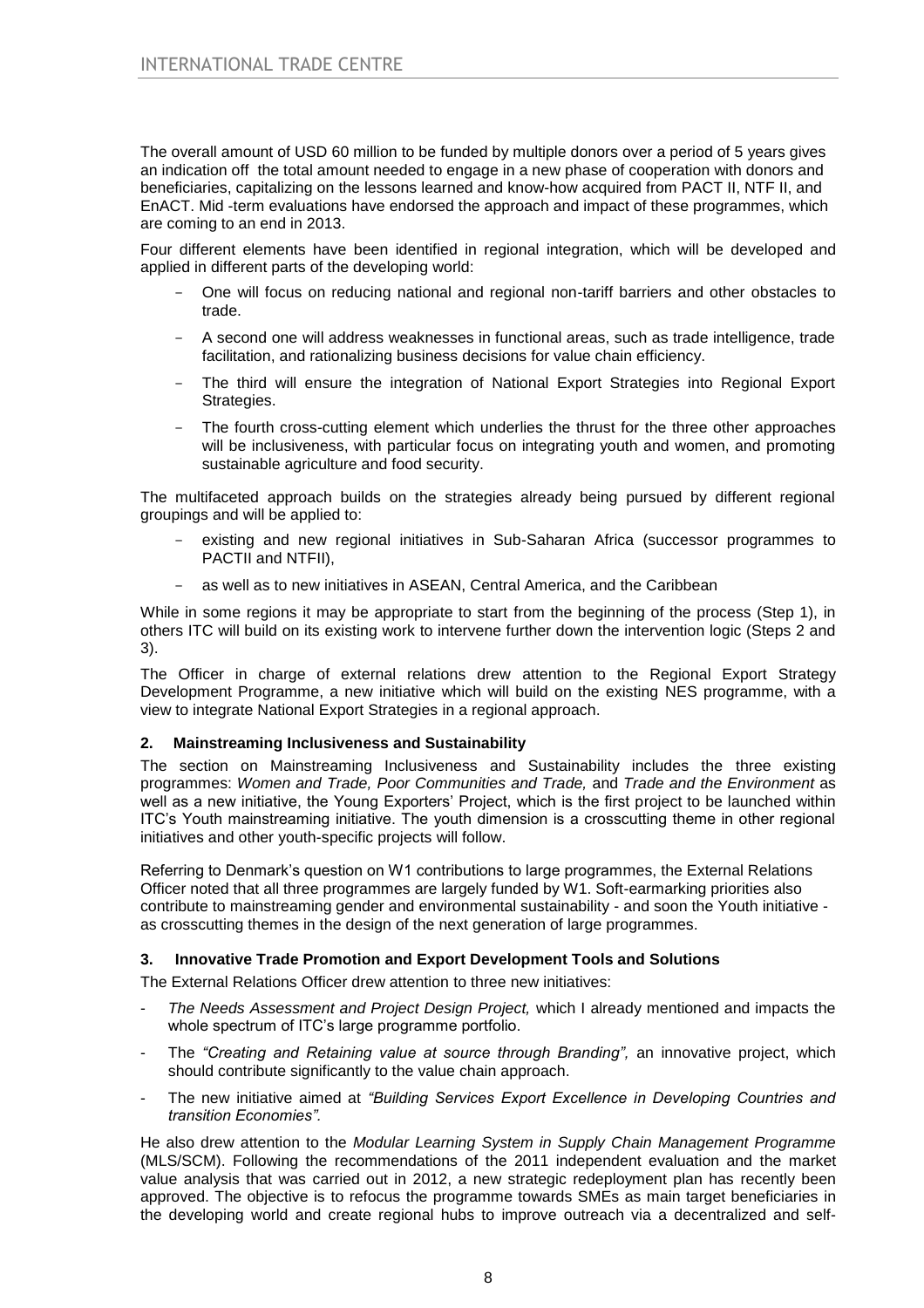The overall amount of USD 60 million to be funded by multiple donors over a period of 5 years gives an indication off the total amount needed to engage in a new phase of cooperation with donors and beneficiaries, capitalizing on the lessons learned and know-how acquired from PACT II, NTF II, and EnACT. Mid -term evaluations have endorsed the approach and impact of these programmes, which are coming to an end in 2013.

Four different elements have been identified in regional integration, which will be developed and applied in different parts of the developing world:

- One will focus on reducing national and regional non-tariff barriers and other obstacles to trade.
- A second one will address weaknesses in functional areas, such as trade intelligence, trade facilitation, and rationalizing business decisions for value chain efficiency.
- The third will ensure the integration of National Export Strategies into Regional Export Strategies.
- The fourth cross-cutting element which underlies the thrust for the three other approaches will be inclusiveness, with particular focus on integrating youth and women, and promoting sustainable agriculture and food security.

The multifaceted approach builds on the strategies already being pursued by different regional groupings and will be applied to:

- existing and new regional initiatives in Sub-Saharan Africa (successor programmes to PACTII and NTFII),
- as well as to new initiatives in ASEAN, Central America, and the Caribbean

While in some regions it may be appropriate to start from the beginning of the process (Step 1), in others ITC will build on its existing work to intervene further down the intervention logic (Steps 2 and 3).

The Officer in charge of external relations drew attention to the Regional Export Strategy Development Programme, a new initiative which will build on the existing NES programme, with a view to integrate National Export Strategies in a regional approach.

### 2. Mainstreaming Inclusiveness and Sustainability

The section on Mainstreaming Inclusiveness and Sustainability includes the three existing programmes: *Women and Trade, Poor Communities and Trade,* and *Trade and the Environment* as well as a new initiative, the Young Exporters' Project, which is the first project to be launched within ITC's Youth mainstreaming initiative. The youth dimension is a crosscutting theme in other regional initiatives and other youth-specific projects will follow.

Referring to Denmark's question on W1 contributions to large programmes, the External Relations Officer noted that all three programmes are largely funded by W1. Soft-earmarking priorities also contribute to mainstreaming gender and environmental sustainability - and soon the Youth initiative - as crosscutting themes in the design of the next generation of large programmes.

### 3. Innovative Trade Promotion and Export Development Tools and Solutions

The External Relations Officer drew attention to three new initiatives:

- *The Needs Assessment and Project Design Project,* which I already mentioned and impacts the whole spectrum of ITC's large programme portfolio.
- The *"Creating and Retaining value at source through Branding",* an innovative project, which should contribute significantly to the value chain approach.
- The new initiative aimed at *"Building Services Export Excellence in Developing Countries and transition Economies".*

He also drew attention to the *Modular Learning System in Supply Chain Management Programme* (MLS/SCM). Following the recommendations of the 2011 independent evaluation and the market value analysis that was carried out in 2012, a new strategic redeployment plan has recently been approved. The objective is to refocus the programme towards SMEs as main target beneficiaries in the developing world and create regional hubs to improve outreach via a decentralized and self-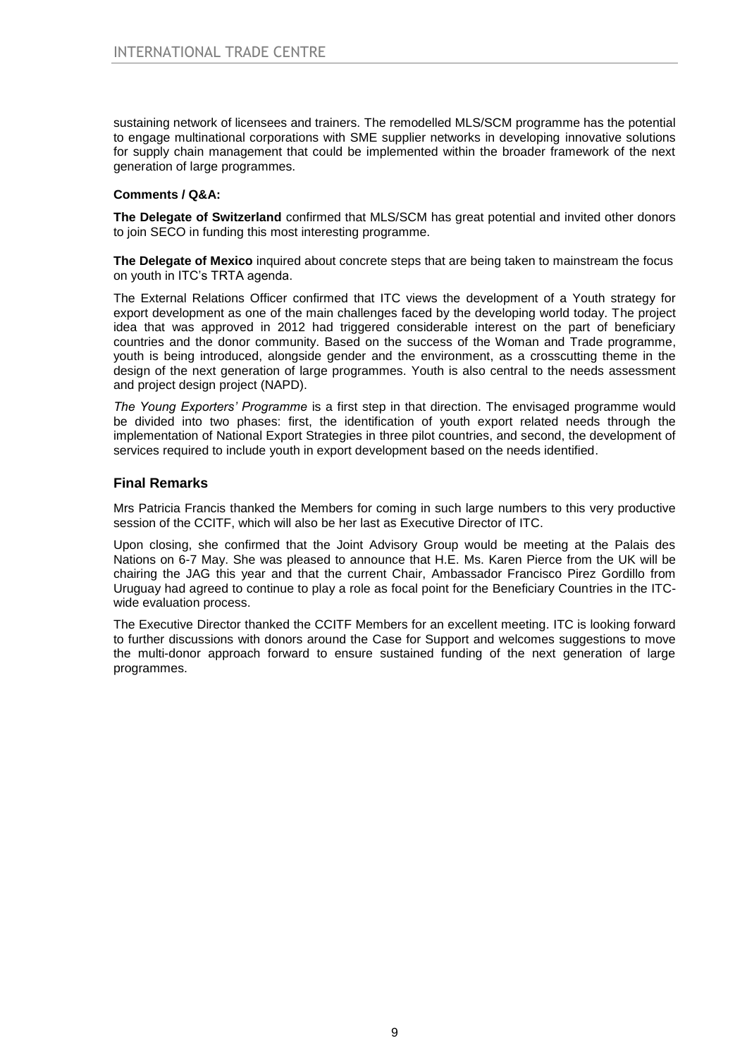sustaining network of licensees and trainers. The remodelled MLS/SCM programme has the potential to engage multinational corporations with SME supplier networks in developing innovative solutions for supply chain management that could be implemented within the broader framework of the next generation of large programmes.

**Comments / Q&A:**

**The Delegate of Switzerland** confirmed that MLS/SCM has great potential and invited other donors to join SECO in funding this most interesting programme.

**The Delegate of Mexico** inquired about concrete steps that are being taken to mainstream the focus on youth in ITC's TRTA agenda.

The External Relations Officer confirmed that ITC views the development of a Youth strategy for export development as one of the main challenges faced by the developing world today. The project idea that was approved in 2012 had triggered considerable interest on the part of beneficiary countries and the donor community. Based on the success of the Woman and Trade programme, youth is being introduced, alongside gender and the environment, as a crosscutting theme in the design of the next generation of large programmes. Youth is also central to the needs assessment and project design project (NAPD).

*The Young Exporters' Programme* is a first step in that direction. The envisaged programme would be divided into two phases: first, the identification of youth export related needs through the implementation of National Export Strategies in three pilot countries, and second, the development of services required to include youth in export development based on the needs identified.

## Final Remarks

Mrs Patricia Francis thanked the Members for coming in such large numbers to this very productive session of the CCITF, which will also be her last as Executive Director of ITC.

Upon closing, she confirmed that the Joint Advisory Group would be meeting at the Palais des Nations on 6-7 May. She was pleased to announce that H.E. Ms. Karen Pierce from the UK will be chairing the JAG this year and that the current Chair, Ambassador Francisco Pirez Gordillo from Uruguay had agreed to continue to play a role as focal point for the Beneficiary Countries in the ITC-wide evaluation process.

The Executive Director thanked the CCITF Members for an excellent meeting. ITC is looking forward to further discussions with donors around the Case for Support and welcomes suggestions to move the multi-donor approach forward to ensure sustained funding of the next generation of large programmes.